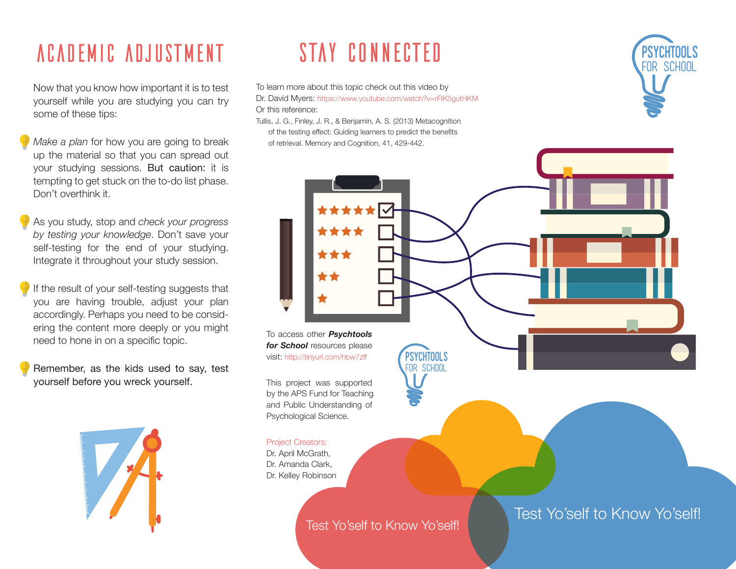# ACADEMIC ADJUSTMENT

Now that you know how important it is to test yourself while you are studying you can try some of these tips:

- *Make a plan* for how you are going to break up the material so that you can spread out your studying sessions. But caution: it is tempting to get stuck on the to-do list phase. Don't overthink it.

- As you study, stop and *check your progress by testing your knowledge*. Don't save your self-testing for the end of your studying. Integrate it throughout your study session.

- If the result of your self-testing suggests that you are having trouble, adjust your plan accordingly. Perhaps you need to be considering the content more deeply or you might need to hone in on a specific topic.

- Remember, as the kids used to say, test yourself before you wreck yourself.

# STAY CONNECTED

To learn more about this topic check out this video by Dr. David Myers: https://www.youtube.com/watch?v=rFIK5gutHKM

Or this reference:

Tullis, J. G., Finley, J. R., & Benjamin, A. S. (2013) Metacognition of the testing effect: Guiding learners to predict the benefits of retrieval. Memory and Cognition, 41, 429-442.

PSYCHTOOLS FOR SCHOOL

To access other ***Psychtools for School*** resources please visit: http://tinyurl.com/hbw7zff

This project was supported by the APS Fund for Teaching and Public Understanding of Psychological Science.

Project Creators:
Dr. April McGrath,
Dr. Amanda Clark,
Dr. Kelley Robinson

Test Yo'self to Know Yo'self!

Test Yo'self to Know Yo'self!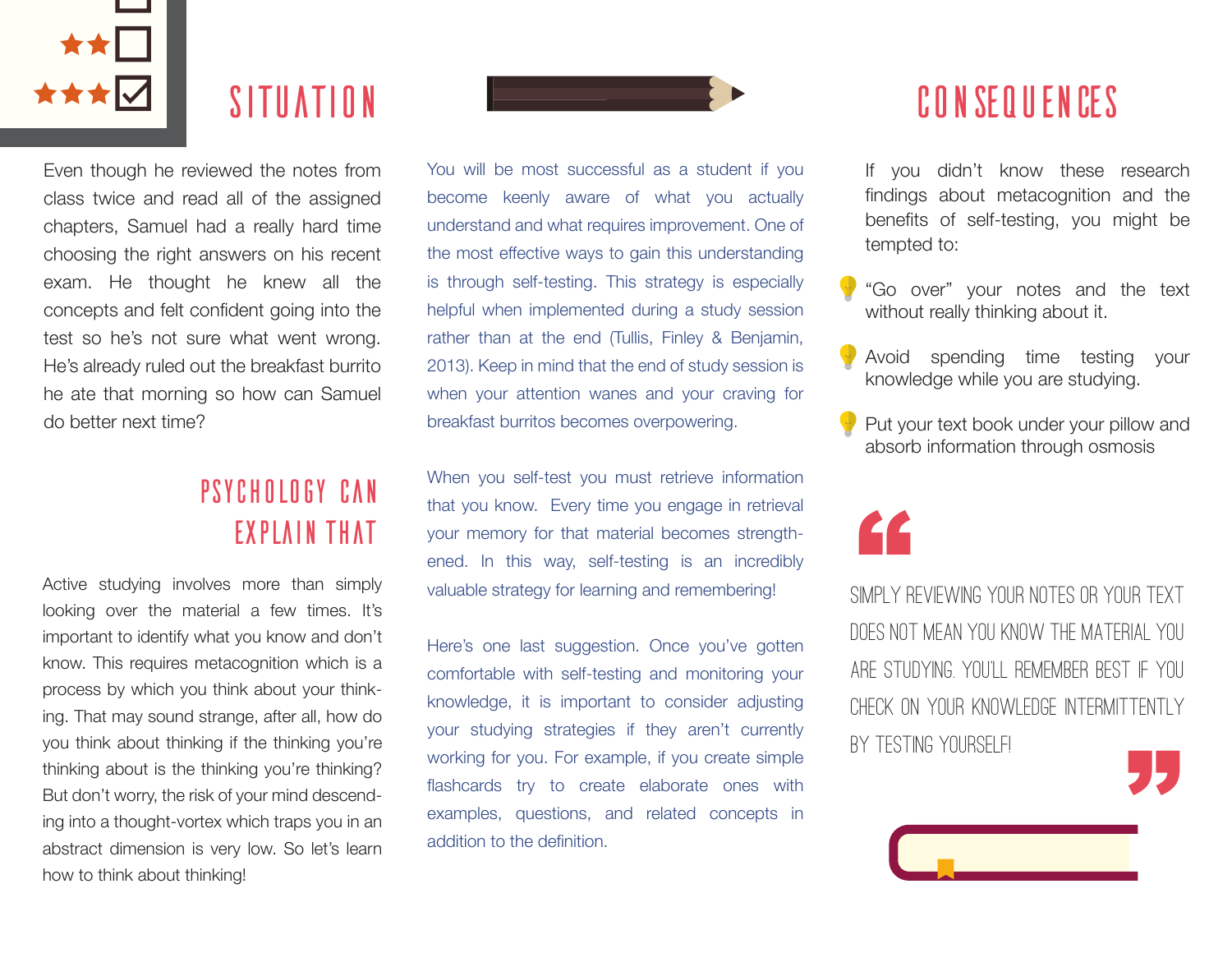## SITUATION

Even though he reviewed the notes from class twice and read all of the assigned chapters, Samuel had a really hard time choosing the right answers on his recent exam. He thought he knew all the concepts and felt confident going into the test so he's not sure what went wrong. He's already ruled out the breakfast burrito he ate that morning so how can Samuel do better next time?

## PSYCHOLOGY CAN EXPLAIN THAT

Active studying involves more than simply looking over the material a few times. It's important to identify what you know and don't know. This requires metacognition which is a process by which you think about your thinking. That may sound strange, after all, how do you think about thinking if the thinking you're thinking about is the thinking you're thinking? But don't worry, the risk of your mind descending into a thought-vortex which traps you in an abstract dimension is very low. So let's learn how to think about thinking!

You will be most successful as a student if you become keenly aware of what you actually understand and what requires improvement. One of the most effective ways to gain this understanding is through self-testing. This strategy is especially helpful when implemented during a study session rather than at the end (Tullis, Finley & Benjamin, 2013). Keep in mind that the end of study session is when your attention wanes and your craving for breakfast burritos becomes overpowering.

When you self-test you must retrieve information that you know. Every time you engage in retrieval your memory for that material becomes strengthened. In this way, self-testing is an incredibly valuable strategy for learning and remembering!

Here's one last suggestion. Once you've gotten comfortable with self-testing and monitoring your knowledge, it is important to consider adjusting your studying strategies if they aren't currently working for you. For example, if you create simple flashcards try to create elaborate ones with examples, questions, and related concepts in addition to the definition.

## CONSEQUENCES

If you didn't know these research findings about metacognition and the benefits of self-testing, you might be tempted to:

- "Go over" your notes and the text without really thinking about it.
- Avoid spending time testing your knowledge while you are studying.
- Put your text book under your pillow and absorb information through osmosis

> "SIMPLY REVIEWING YOUR NOTES OR YOUR TEXT DOES NOT MEAN YOU KNOW THE MATERIAL YOU ARE STUDYING. YOU'LL REMEMBER BEST IF YOU CHECK ON YOUR KNOWLEDGE INTERMITTENTLY BY TESTING YOURSELF!"